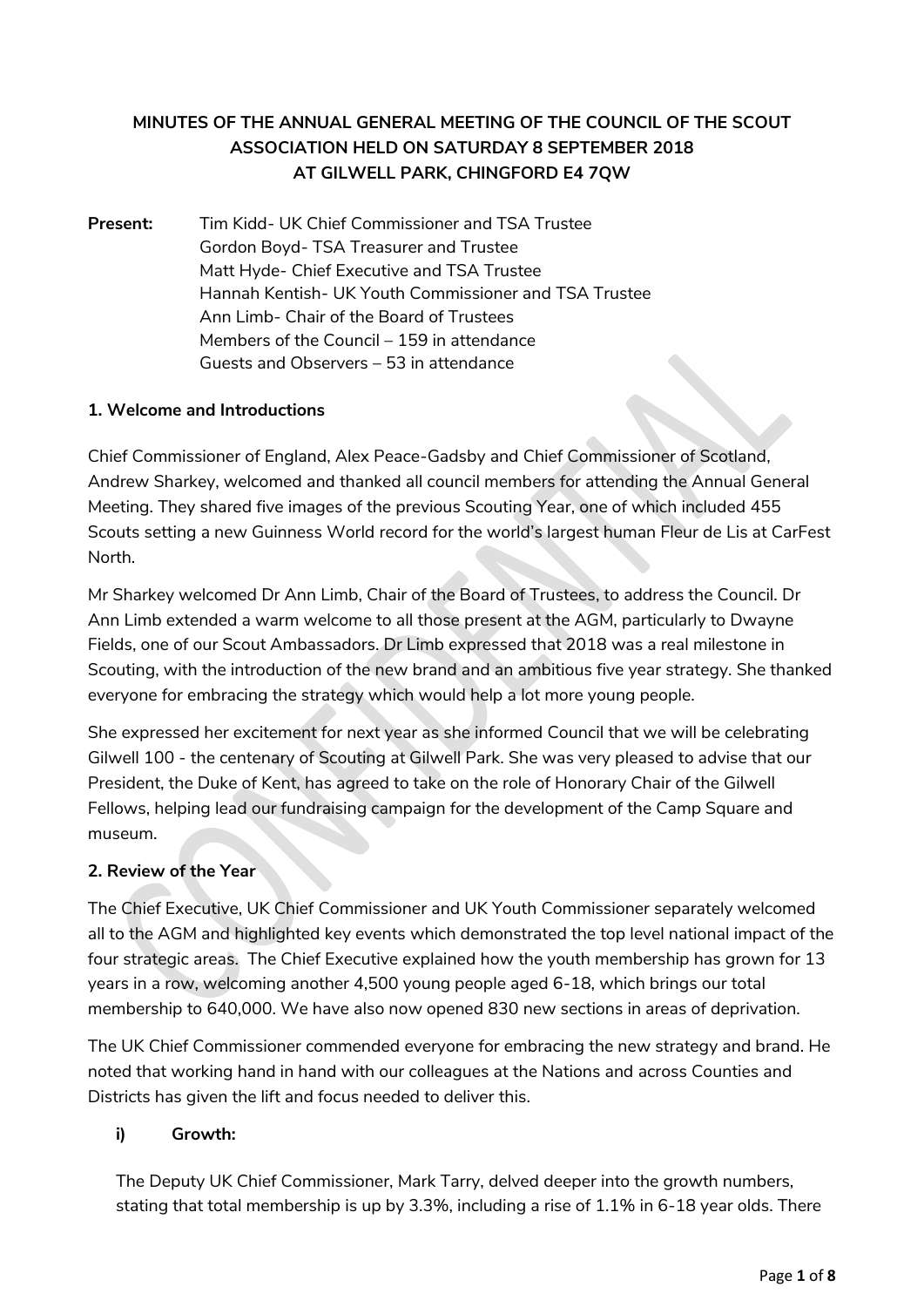**MINUTES OF THE ANNUAL GENERAL MEETING OF THE COUNCIL OF THE SCOUT ASSOCIATION HELD ON SATURDAY 8 SEPTEMBER 2018 AT GILWELL PARK, CHINGFORD E4 7QW**

**Present:** Tim Kidd- UK Chief Commissioner and TSA Trustee
Gordon Boyd- TSA Treasurer and Trustee
Matt Hyde- Chief Executive and TSA Trustee
Hannah Kentish- UK Youth Commissioner and TSA Trustee
Ann Limb- Chair of the Board of Trustees
Members of the Council – 159 in attendance
Guests and Observers – 53 in attendance

**1. Welcome and Introductions**

Chief Commissioner of England, Alex Peace-Gadsby and Chief Commissioner of Scotland, Andrew Sharkey, welcomed and thanked all council members for attending the Annual General Meeting. They shared five images of the previous Scouting Year, one of which included 455 Scouts setting a new Guinness World record for the world's largest human Fleur de Lis at CarFest North.

Mr Sharkey welcomed Dr Ann Limb, Chair of the Board of Trustees, to address the Council. Dr Ann Limb extended a warm welcome to all those present at the AGM, particularly to Dwayne Fields, one of our Scout Ambassadors. Dr Limb expressed that 2018 was a real milestone in Scouting, with the introduction of the new brand and an ambitious five year strategy. She thanked everyone for embracing the strategy which would help a lot more young people.

She expressed her excitement for next year as she informed Council that we will be celebrating Gilwell 100 - the centenary of Scouting at Gilwell Park. She was very pleased to advise that our President, the Duke of Kent, has agreed to take on the role of Honorary Chair of the Gilwell Fellows, helping lead our fundraising campaign for the development of the Camp Square and museum.

**2. Review of the Year**

The Chief Executive, UK Chief Commissioner and UK Youth Commissioner separately welcomed all to the AGM and highlighted key events which demonstrated the top level national impact of the four strategic areas. The Chief Executive explained how the youth membership has grown for 13 years in a row, welcoming another 4,500 young people aged 6-18, which brings our total membership to 640,000. We have also now opened 830 new sections in areas of deprivation.

The UK Chief Commissioner commended everyone for embracing the new strategy and brand. He noted that working hand in hand with our colleagues at the Nations and across Counties and Districts has given the lift and focus needed to deliver this.

**i) Growth:**

The Deputy UK Chief Commissioner, Mark Tarry, delved deeper into the growth numbers, stating that total membership is up by 3.3%, including a rise of 1.1% in 6-18 year olds. There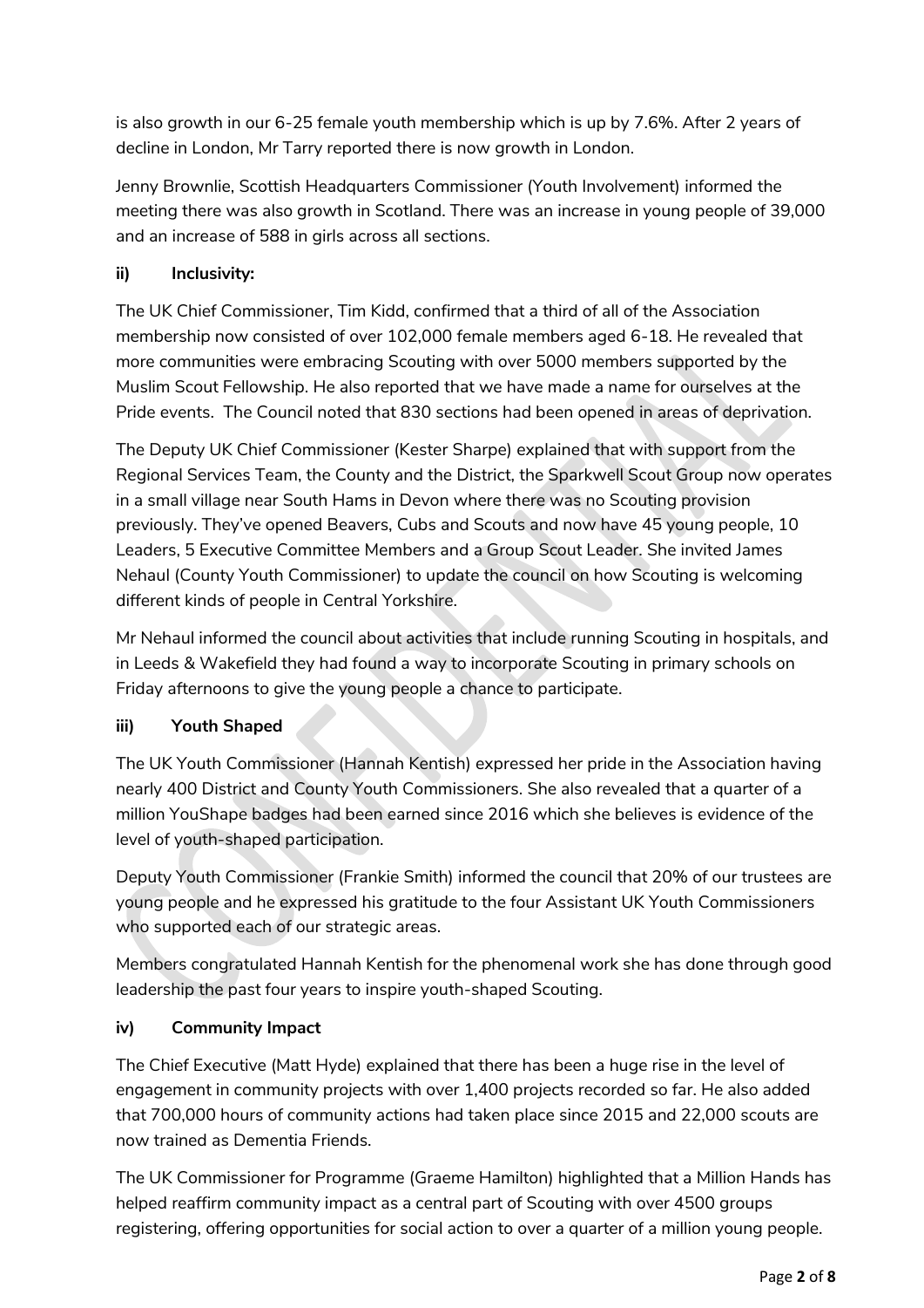is also growth in our 6-25 female youth membership which is up by 7.6%. After 2 years of decline in London, Mr Tarry reported there is now growth in London.

Jenny Brownlie, Scottish Headquarters Commissioner (Youth Involvement) informed the meeting there was also growth in Scotland. There was an increase in young people of 39,000 and an increase of 588 in girls across all sections.

**ii) Inclusivity:**

The UK Chief Commissioner, Tim Kidd, confirmed that a third of all of the Association membership now consisted of over 102,000 female members aged 6-18. He revealed that more communities were embracing Scouting with over 5000 members supported by the Muslim Scout Fellowship. He also reported that we have made a name for ourselves at the Pride events. The Council noted that 830 sections had been opened in areas of deprivation.

The Deputy UK Chief Commissioner (Kester Sharpe) explained that with support from the Regional Services Team, the County and the District, the Sparkwell Scout Group now operates in a small village near South Hams in Devon where there was no Scouting provision previously. They've opened Beavers, Cubs and Scouts and now have 45 young people, 10 Leaders, 5 Executive Committee Members and a Group Scout Leader. She invited James Nehaul (County Youth Commissioner) to update the council on how Scouting is welcoming different kinds of people in Central Yorkshire.

Mr Nehaul informed the council about activities that include running Scouting in hospitals, and in Leeds & Wakefield they had found a way to incorporate Scouting in primary schools on Friday afternoons to give the young people a chance to participate.

**iii) Youth Shaped**

The UK Youth Commissioner (Hannah Kentish) expressed her pride in the Association having nearly 400 District and County Youth Commissioners. She also revealed that a quarter of a million YouShape badges had been earned since 2016 which she believes is evidence of the level of youth-shaped participation.

Deputy Youth Commissioner (Frankie Smith) informed the council that 20% of our trustees are young people and he expressed his gratitude to the four Assistant UK Youth Commissioners who supported each of our strategic areas.

Members congratulated Hannah Kentish for the phenomenal work she has done through good leadership the past four years to inspire youth-shaped Scouting.

**iv) Community Impact**

The Chief Executive (Matt Hyde) explained that there has been a huge rise in the level of engagement in community projects with over 1,400 projects recorded so far. He also added that 700,000 hours of community actions had taken place since 2015 and 22,000 scouts are now trained as Dementia Friends.

The UK Commissioner for Programme (Graeme Hamilton) highlighted that a Million Hands has helped reaffirm community impact as a central part of Scouting with over 4500 groups registering, offering opportunities for social action to over a quarter of a million young people.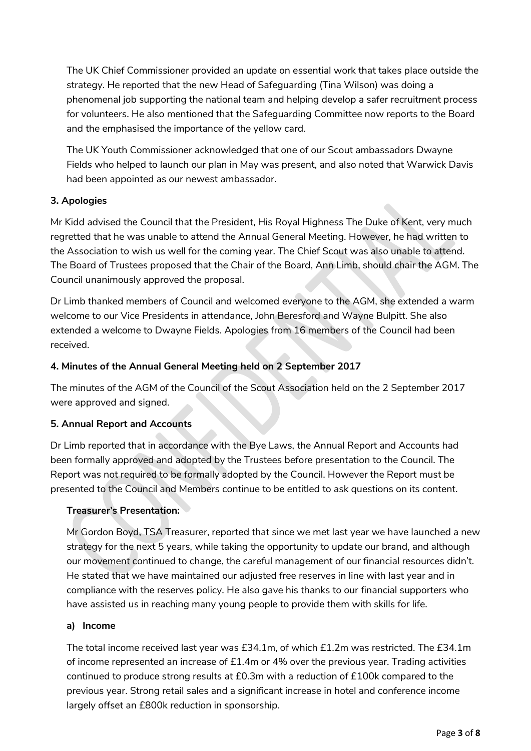The UK Chief Commissioner provided an update on essential work that takes place outside the strategy. He reported that the new Head of Safeguarding (Tina Wilson) was doing a phenomenal job supporting the national team and helping develop a safer recruitment process for volunteers. He also mentioned that the Safeguarding Committee now reports to the Board and the emphasised the importance of the yellow card.

The UK Youth Commissioner acknowledged that one of our Scout ambassadors Dwayne Fields who helped to launch our plan in May was present, and also noted that Warwick Davis had been appointed as our newest ambassador.

### 3. Apologies

Mr Kidd advised the Council that the President, His Royal Highness The Duke of Kent, very much regretted that he was unable to attend the Annual General Meeting. However, he had written to the Association to wish us well for the coming year. The Chief Scout was also unable to attend. The Board of Trustees proposed that the Chair of the Board, Ann Limb, should chair the AGM. The Council unanimously approved the proposal.

Dr Limb thanked members of Council and welcomed everyone to the AGM, she extended a warm welcome to our Vice Presidents in attendance, John Beresford and Wayne Bulpitt. She also extended a welcome to Dwayne Fields. Apologies from 16 members of the Council had been received.

### 4. Minutes of the Annual General Meeting held on 2 September 2017

The minutes of the AGM of the Council of the Scout Association held on the 2 September 2017 were approved and signed.

### 5. Annual Report and Accounts

Dr Limb reported that in accordance with the Bye Laws, the Annual Report and Accounts had been formally approved and adopted by the Trustees before presentation to the Council. The Report was not required to be formally adopted by the Council. However the Report must be presented to the Council and Members continue to be entitled to ask questions on its content.

**Treasurer's Presentation:**

Mr Gordon Boyd, TSA Treasurer, reported that since we met last year we have launched a new strategy for the next 5 years, while taking the opportunity to update our brand, and although our movement continued to change, the careful management of our financial resources didn't. He stated that we have maintained our adjusted free reserves in line with last year and in compliance with the reserves policy. He also gave his thanks to our financial supporters who have assisted us in reaching many young people to provide them with skills for life.

**a) Income**

The total income received last year was £34.1m, of which £1.2m was restricted. The £34.1m of income represented an increase of £1.4m or 4% over the previous year. Trading activities continued to produce strong results at £0.3m with a reduction of £100k compared to the previous year. Strong retail sales and a significant increase in hotel and conference income largely offset an £800k reduction in sponsorship.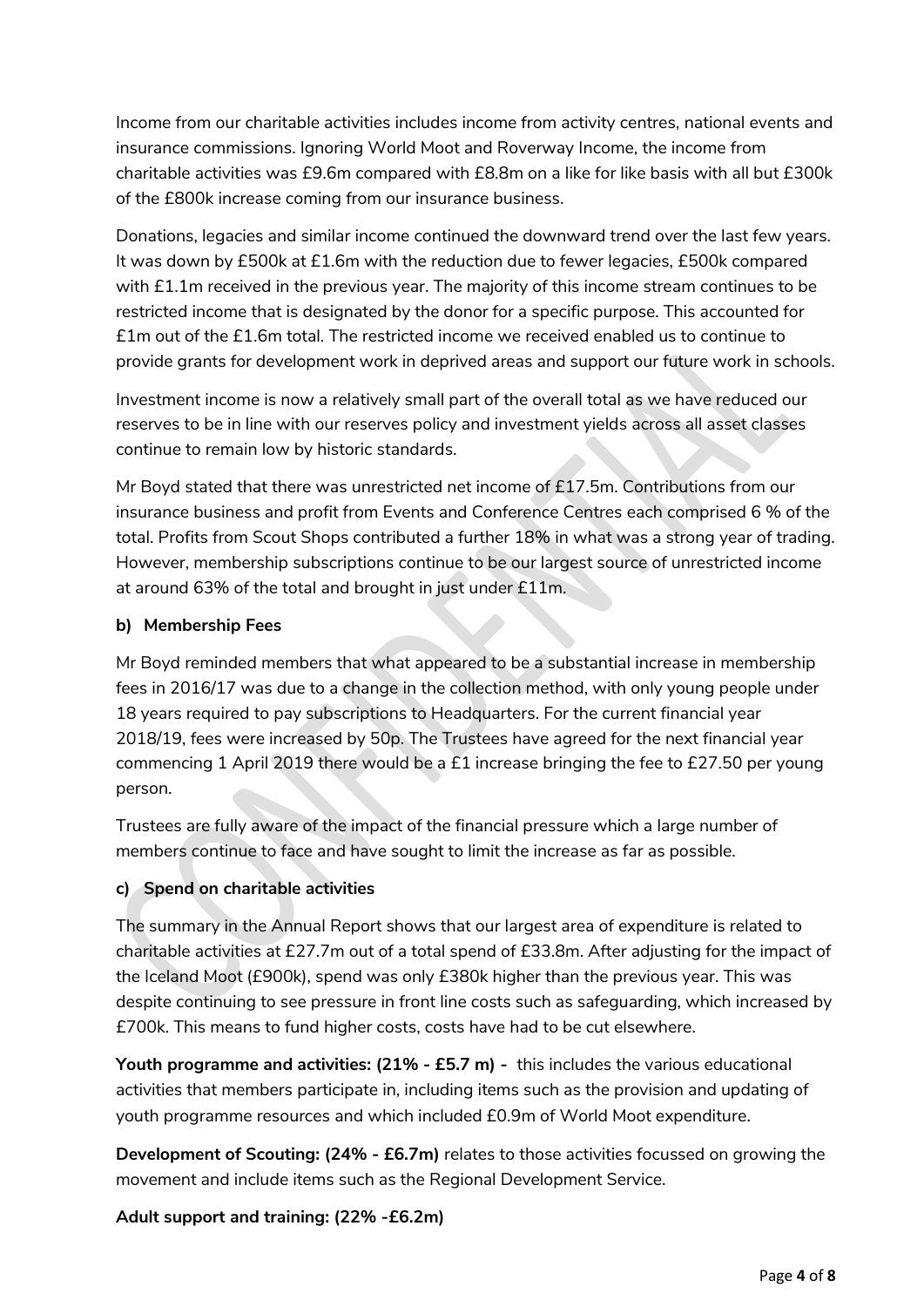Income from our charitable activities includes income from activity centres, national events and insurance commissions. Ignoring World Moot and Roverway Income, the income from charitable activities was £9.6m compared with £8.8m on a like for like basis with all but £300k of the £800k increase coming from our insurance business.

Donations, legacies and similar income continued the downward trend over the last few years. It was down by £500k at £1.6m with the reduction due to fewer legacies, £500k compared with £1.1m received in the previous year. The majority of this income stream continues to be restricted income that is designated by the donor for a specific purpose. This accounted for £1m out of the £1.6m total. The restricted income we received enabled us to continue to provide grants for development work in deprived areas and support our future work in schools.

Investment income is now a relatively small part of the overall total as we have reduced our reserves to be in line with our reserves policy and investment yields across all asset classes continue to remain low by historic standards.

Mr Boyd stated that there was unrestricted net income of £17.5m. Contributions from our insurance business and profit from Events and Conference Centres each comprised 6 % of the total. Profits from Scout Shops contributed a further 18% in what was a strong year of trading. However, membership subscriptions continue to be our largest source of unrestricted income at around 63% of the total and brought in just under £11m.

**b) Membership Fees**

Mr Boyd reminded members that what appeared to be a substantial increase in membership fees in 2016/17 was due to a change in the collection method, with only young people under 18 years required to pay subscriptions to Headquarters. For the current financial year 2018/19, fees were increased by 50p. The Trustees have agreed for the next financial year commencing 1 April 2019 there would be a £1 increase bringing the fee to £27.50 per young person.

Trustees are fully aware of the impact of the financial pressure which a large number of members continue to face and have sought to limit the increase as far as possible.

**c) Spend on charitable activities**

The summary in the Annual Report shows that our largest area of expenditure is related to charitable activities at £27.7m out of a total spend of £33.8m. After adjusting for the impact of the Iceland Moot (£900k), spend was only £380k higher than the previous year. This was despite continuing to see pressure in front line costs such as safeguarding, which increased by £700k. This means to fund higher costs, costs have had to be cut elsewhere.

**Youth programme and activities: (21% - £5.7 m) -** this includes the various educational activities that members participate in, including items such as the provision and updating of youth programme resources and which included £0.9m of World Moot expenditure.

**Development of Scouting: (24% - £6.7m)** relates to those activities focussed on growing the movement and include items such as the Regional Development Service.

**Adult support and training: (22% -£6.2m)**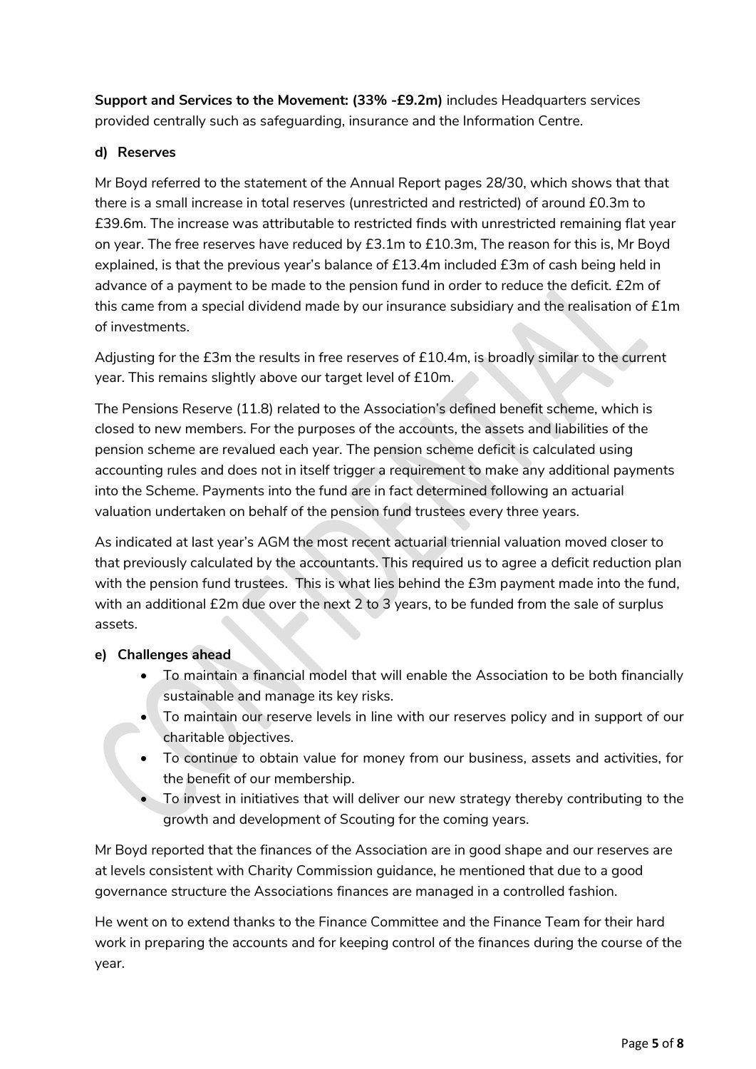**Support and Services to the Movement: (33% -£9.2m)** includes Headquarters services provided centrally such as safeguarding, insurance and the Information Centre.

**d) Reserves**

Mr Boyd referred to the statement of the Annual Report pages 28/30, which shows that that there is a small increase in total reserves (unrestricted and restricted) of around £0.3m to £39.6m. The increase was attributable to restricted finds with unrestricted remaining flat year on year. The free reserves have reduced by £3.1m to £10.3m, The reason for this is, Mr Boyd explained, is that the previous year's balance of £13.4m included £3m of cash being held in advance of a payment to be made to the pension fund in order to reduce the deficit. £2m of this came from a special dividend made by our insurance subsidiary and the realisation of £1m of investments.

Adjusting for the £3m the results in free reserves of £10.4m, is broadly similar to the current year. This remains slightly above our target level of £10m.

The Pensions Reserve (11.8) related to the Association's defined benefit scheme, which is closed to new members. For the purposes of the accounts, the assets and liabilities of the pension scheme are revalued each year. The pension scheme deficit is calculated using accounting rules and does not in itself trigger a requirement to make any additional payments into the Scheme. Payments into the fund are in fact determined following an actuarial valuation undertaken on behalf of the pension fund trustees every three years.

As indicated at last year's AGM the most recent actuarial triennial valuation moved closer to that previously calculated by the accountants. This required us to agree a deficit reduction plan with the pension fund trustees. This is what lies behind the £3m payment made into the fund, with an additional £2m due over the next 2 to 3 years, to be funded from the sale of surplus assets.

**e) Challenges ahead**

- To maintain a financial model that will enable the Association to be both financially sustainable and manage its key risks.
- To maintain our reserve levels in line with our reserves policy and in support of our charitable objectives.
- To continue to obtain value for money from our business, assets and activities, for the benefit of our membership.
- To invest in initiatives that will deliver our new strategy thereby contributing to the growth and development of Scouting for the coming years.

Mr Boyd reported that the finances of the Association are in good shape and our reserves are at levels consistent with Charity Commission guidance, he mentioned that due to a good governance structure the Associations finances are managed in a controlled fashion.

He went on to extend thanks to the Finance Committee and the Finance Team for their hard work in preparing the accounts and for keeping control of the finances during the course of the year.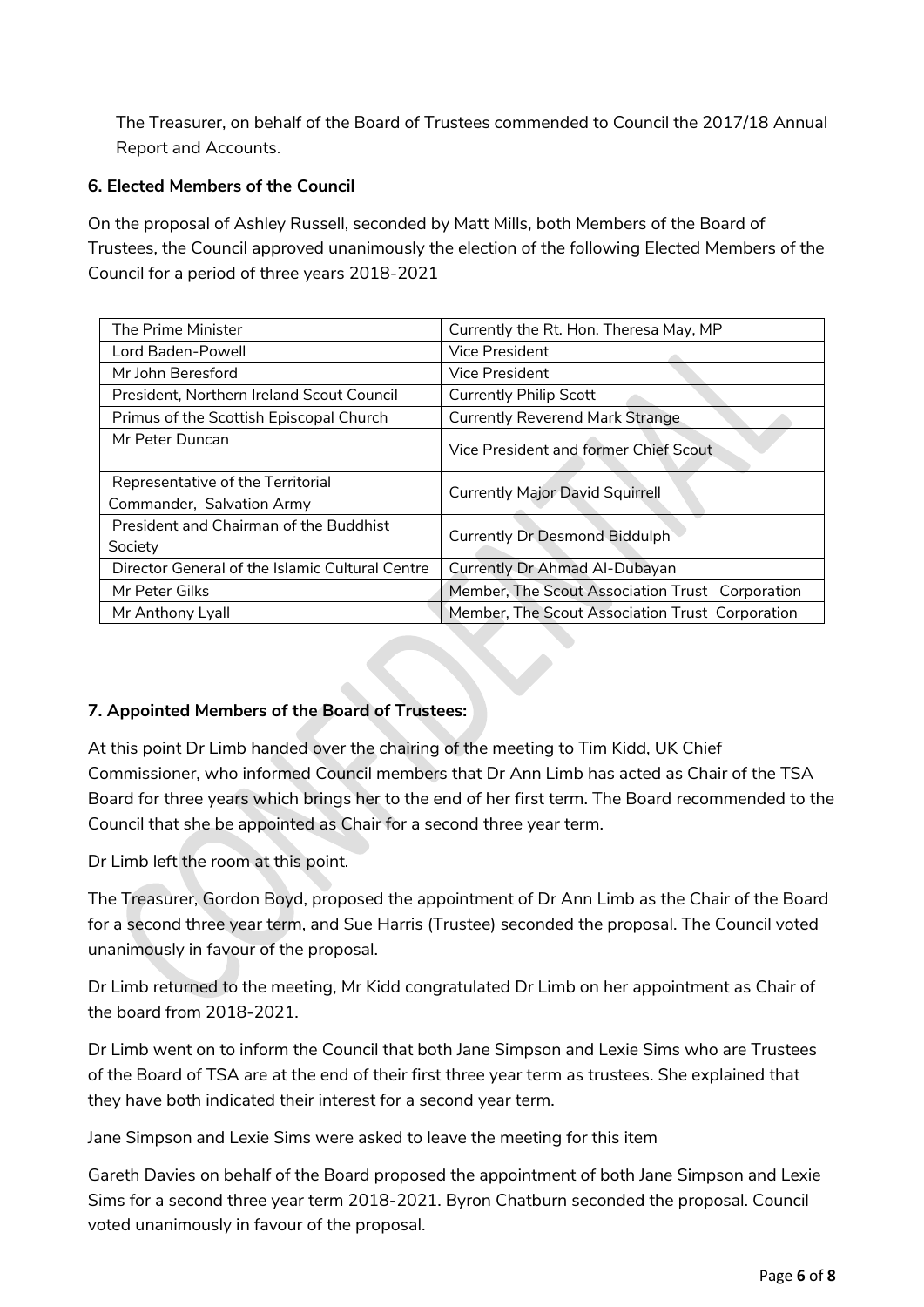The Treasurer, on behalf of the Board of Trustees commended to Council the 2017/18 Annual Report and Accounts.

**6. Elected Members of the Council**

On the proposal of Ashley Russell, seconded by Matt Mills, both Members of the Board of Trustees, the Council approved unanimously the election of the following Elected Members of the Council for a period of three years 2018-2021

| | |
|---|---|
| The Prime Minister | Currently the Rt. Hon. Theresa May, MP |
| Lord Baden-Powell | Vice President |
| Mr John Beresford | Vice President |
| President, Northern Ireland Scout Council | Currently Philip Scott |
| Primus of the Scottish Episcopal Church | Currently Reverend Mark Strange |
| Mr Peter Duncan | Vice President and former Chief Scout |
| Representative of the Territorial Commander, Salvation Army | Currently Major David Squirrell |
| President and Chairman of the Buddhist Society | Currently Dr Desmond Biddulph |
| Director General of the Islamic Cultural Centre | Currently Dr Ahmad Al-Dubayan |
| Mr Peter Gilks | Member, The Scout Association Trust Corporation |
| Mr Anthony Lyall | Member, The Scout Association Trust Corporation |

**7. Appointed Members of the Board of Trustees:**

At this point Dr Limb handed over the chairing of the meeting to Tim Kidd, UK Chief Commissioner, who informed Council members that Dr Ann Limb has acted as Chair of the TSA Board for three years which brings her to the end of her first term. The Board recommended to the Council that she be appointed as Chair for a second three year term.

Dr Limb left the room at this point.

The Treasurer, Gordon Boyd, proposed the appointment of Dr Ann Limb as the Chair of the Board for a second three year term, and Sue Harris (Trustee) seconded the proposal. The Council voted unanimously in favour of the proposal.

Dr Limb returned to the meeting, Mr Kidd congratulated Dr Limb on her appointment as Chair of the board from 2018-2021.

Dr Limb went on to inform the Council that both Jane Simpson and Lexie Sims who are Trustees of the Board of TSA are at the end of their first three year term as trustees. She explained that they have both indicated their interest for a second year term.

Jane Simpson and Lexie Sims were asked to leave the meeting for this item

Gareth Davies on behalf of the Board proposed the appointment of both Jane Simpson and Lexie Sims for a second three year term 2018-2021. Byron Chatburn seconded the proposal. Council voted unanimously in favour of the proposal.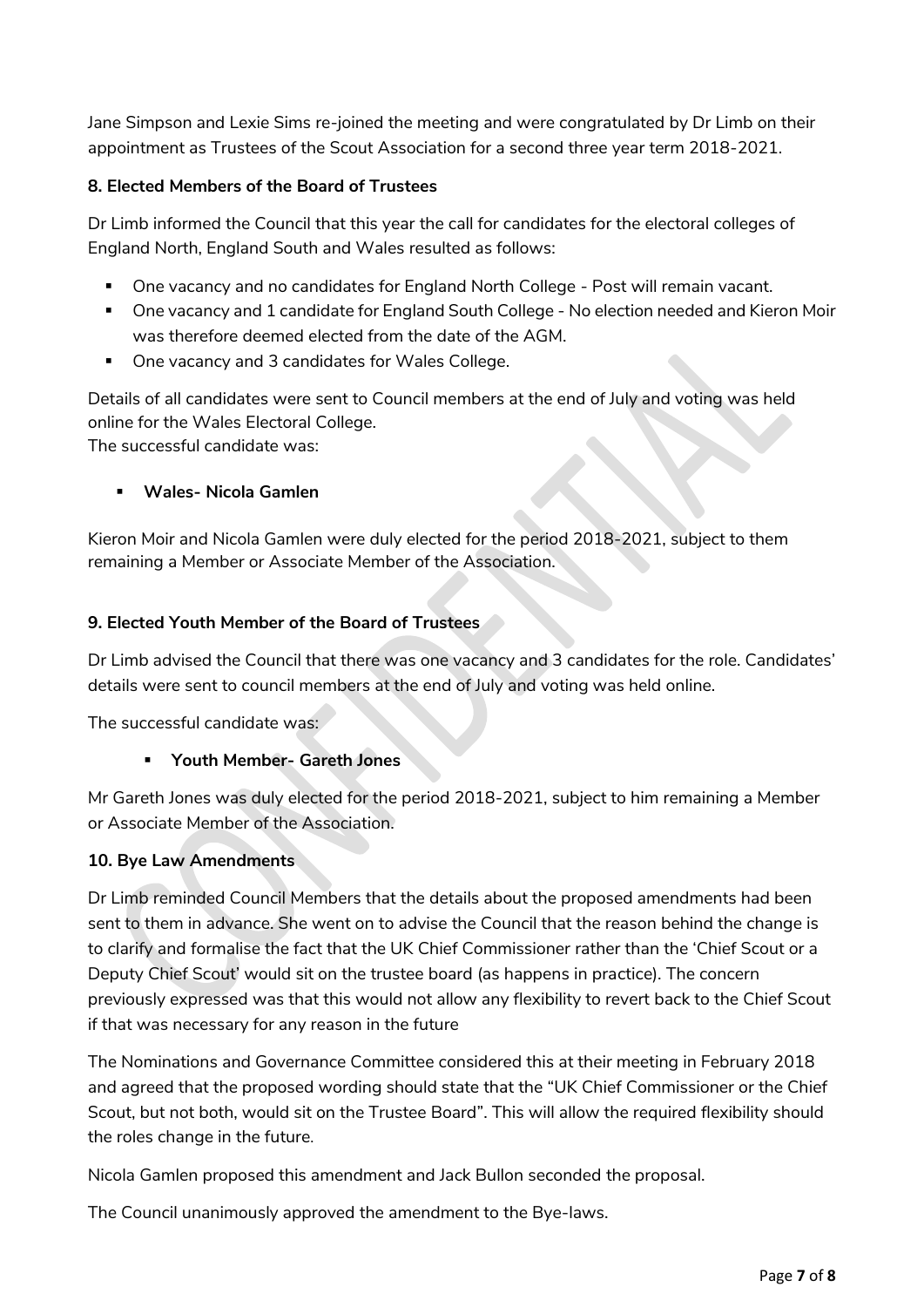Jane Simpson and Lexie Sims re-joined the meeting and were congratulated by Dr Limb on their appointment as Trustees of the Scout Association for a second three year term 2018-2021.

**8. Elected Members of the Board of Trustees**

Dr Limb informed the Council that this year the call for candidates for the electoral colleges of England North, England South and Wales resulted as follows:

- One vacancy and no candidates for England North College - Post will remain vacant.
- One vacancy and 1 candidate for England South College - No election needed and Kieron Moir was therefore deemed elected from the date of the AGM.
- One vacancy and 3 candidates for Wales College.

Details of all candidates were sent to Council members at the end of July and voting was held online for the Wales Electoral College.
The successful candidate was:

- **Wales- Nicola Gamlen**

Kieron Moir and Nicola Gamlen were duly elected for the period 2018-2021, subject to them remaining a Member or Associate Member of the Association.

**9. Elected Youth Member of the Board of Trustees**

Dr Limb advised the Council that there was one vacancy and 3 candidates for the role. Candidates' details were sent to council members at the end of July and voting was held online.

The successful candidate was:

- **Youth Member- Gareth Jones**

Mr Gareth Jones was duly elected for the period 2018-2021, subject to him remaining a Member or Associate Member of the Association.

**10. Bye Law Amendments**

Dr Limb reminded Council Members that the details about the proposed amendments had been sent to them in advance. She went on to advise the Council that the reason behind the change is to clarify and formalise the fact that the UK Chief Commissioner rather than the 'Chief Scout or a Deputy Chief Scout' would sit on the trustee board (as happens in practice). The concern previously expressed was that this would not allow any flexibility to revert back to the Chief Scout if that was necessary for any reason in the future

The Nominations and Governance Committee considered this at their meeting in February 2018 and agreed that the proposed wording should state that the "UK Chief Commissioner or the Chief Scout, but not both, would sit on the Trustee Board". This will allow the required flexibility should the roles change in the future.

Nicola Gamlen proposed this amendment and Jack Bullon seconded the proposal.

The Council unanimously approved the amendment to the Bye-laws.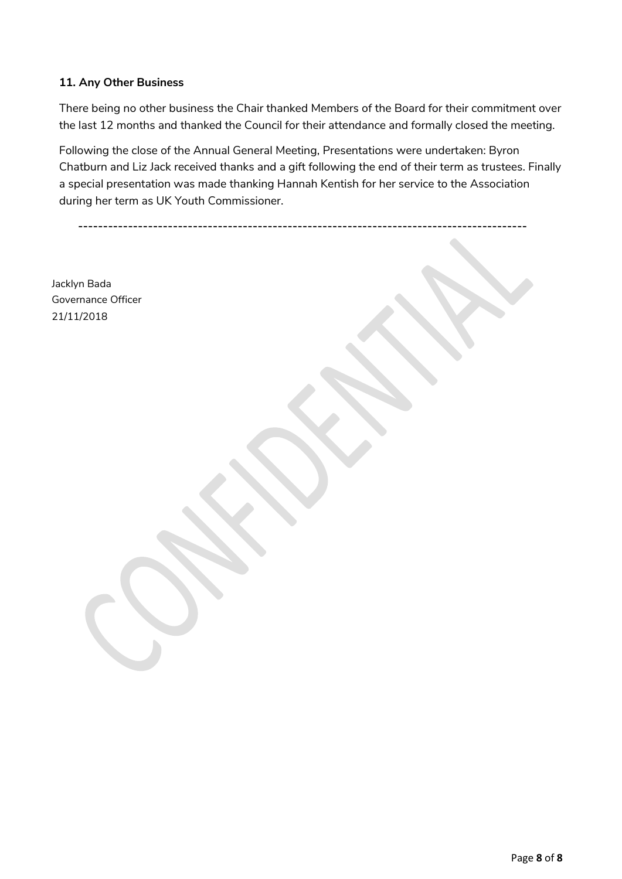### 11. Any Other Business

There being no other business the Chair thanked Members of the Board for their commitment over the last 12 months and thanked the Council for their attendance and formally closed the meeting.

Following the close of the Annual General Meeting, Presentations were undertaken: Byron Chatburn and Liz Jack received thanks and a gift following the end of their term as trustees. Finally a special presentation was made thanking Hannah Kentish for her service to the Association during her term as UK Youth Commissioner.

---

Jacklyn Bada
Governance Officer
21/11/2018